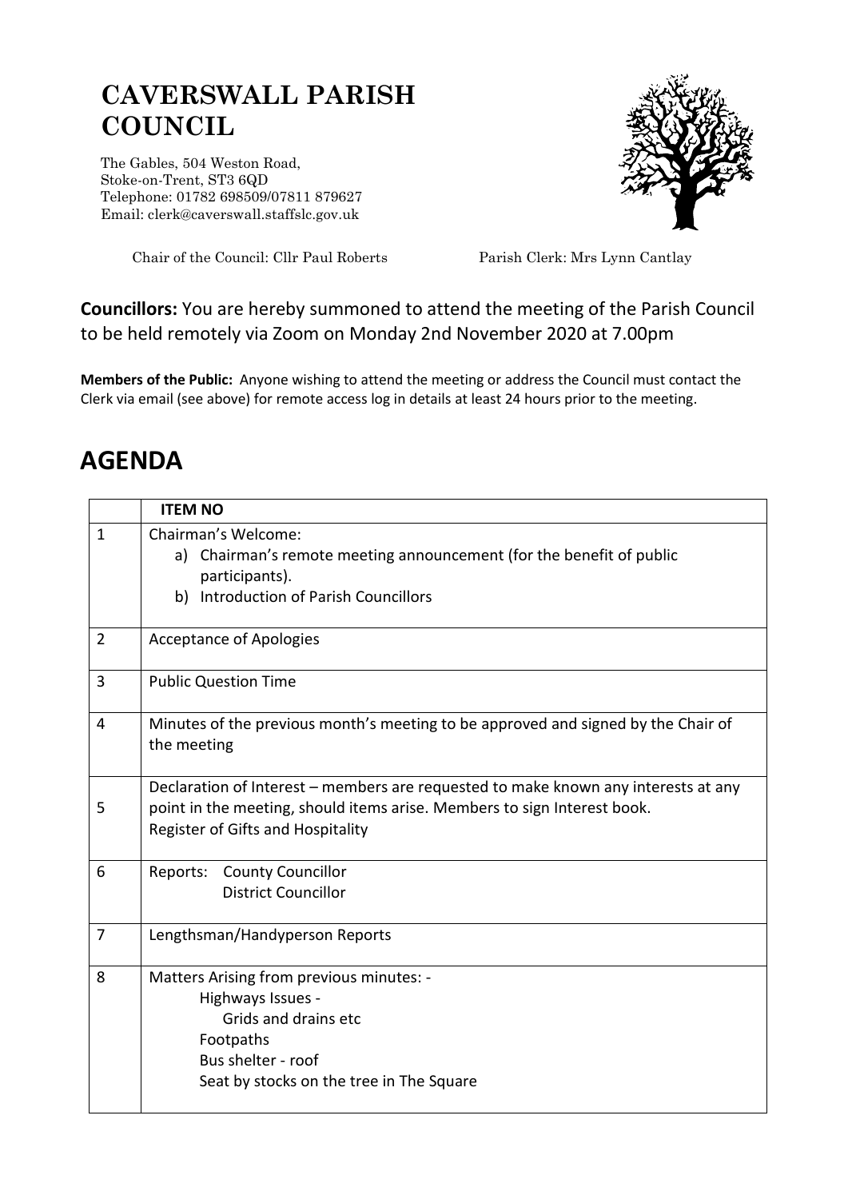# CAVERSWALL PARISH COUNCIL

The Gables, 504 Weston Road,
Stoke-on-Trent, ST3 6QD
Telephone: 01782 698509/07811 879627
Email: clerk@caverswall.staffslc.gov.uk

Chair of the Council: Cllr Paul Roberts

Parish Clerk: Mrs Lynn Cantlay

**Councillors:** You are hereby summoned to attend the meeting of the Parish Council to be held remotely via Zoom on Monday 2nd November 2020 at 7.00pm

**Members of the Public:** Anyone wishing to attend the meeting or address the Council must contact the Clerk via email (see above) for remote access log in details at least 24 hours prior to the meeting.

# AGENDA

| | ITEM NO |
|---|---|
| 1 | Chairman's Welcome:<br>a) Chairman's remote meeting announcement (for the benefit of public participants).<br>b) Introduction of Parish Councillors |
| 2 | Acceptance of Apologies |
| 3 | Public Question Time |
| 4 | Minutes of the previous month's meeting to be approved and signed by the Chair of the meeting |
| 5 | Declaration of Interest – members are requested to make known any interests at any point in the meeting, should items arise. Members to sign Interest book.<br>Register of Gifts and Hospitality |
| 6 | Reports: County Councillor<br>District Councillor |
| 7 | Lengthsman/Handyperson Reports |
| 8 | Matters Arising from previous minutes: -<br>Highways Issues -<br>Grids and drains etc<br>Footpaths<br>Bus shelter - roof<br>Seat by stocks on the tree in The Square |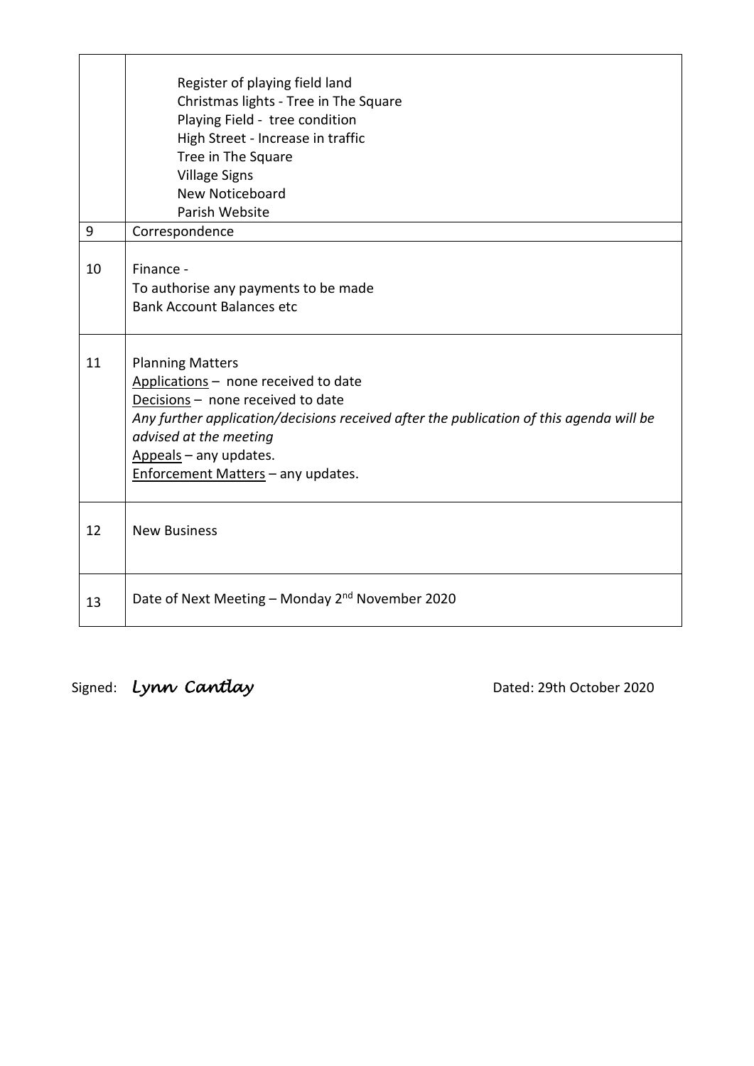| | |
|---|---|
| | Register of playing field land<br>Christmas lights - Tree in The Square<br>Playing Field - tree condition<br>High Street - Increase in traffic<br>Tree in The Square<br>Village Signs<br>New Noticeboard<br>Parish Website |
| 9 | Correspondence |
| 10 | Finance -<br>To authorise any payments to be made<br>Bank Account Balances etc |
| 11 | Planning Matters<br>Applications – none received to date<br>Decisions – none received to date<br>*Any further application/decisions received after the publication of this agenda will be advised at the meeting*<br>Appeals – any updates.<br>Enforcement Matters – any updates. |
| 12 | New Business |
| 13 | Date of Next Meeting – Monday 2nd November 2020 |

Signed: *Lynn Cantlay* Dated: 29th October 2020